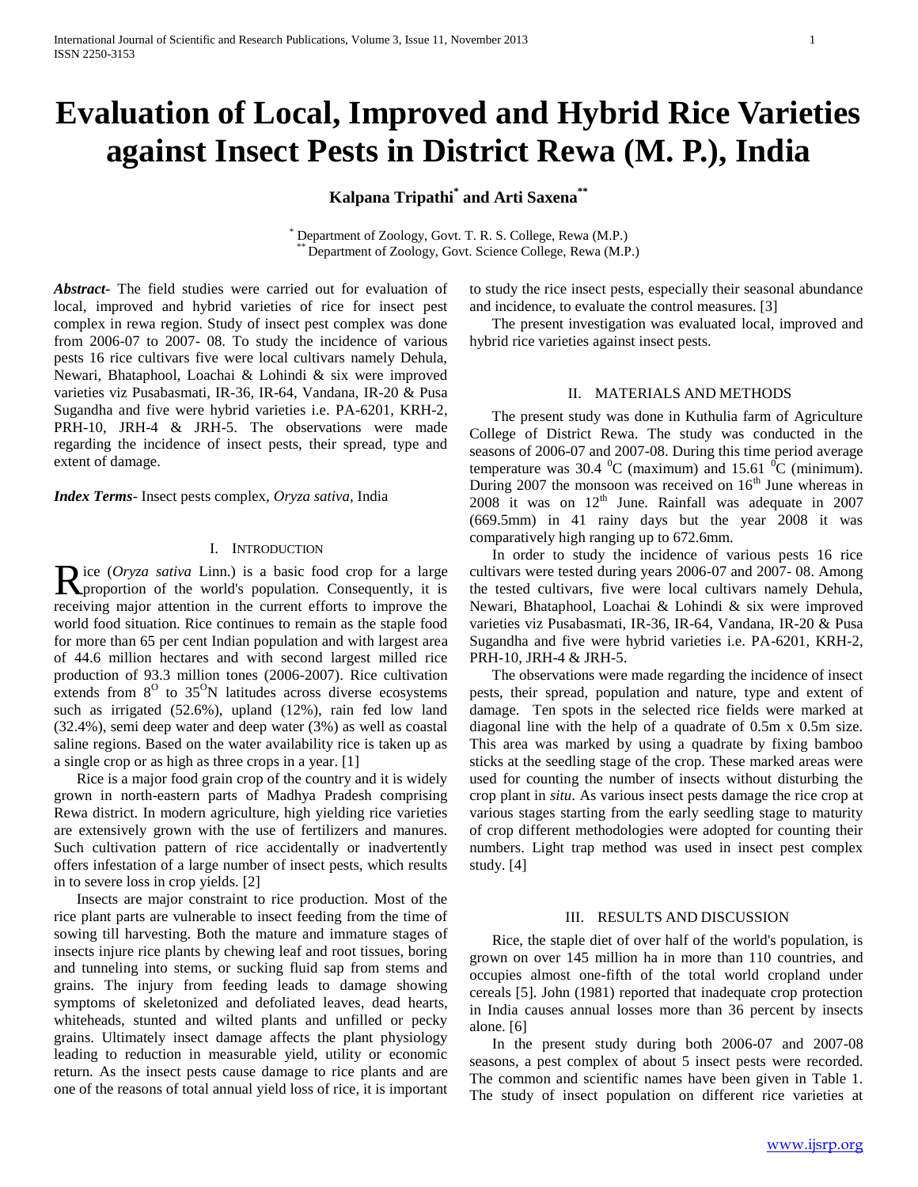# Evaluation of Local, Improved and Hybrid Rice Varieties against Insect Pests in District Rewa (M. P.), India

**Kalpana Tripathi[*] and Arti Saxena[**]**

[*] Department of Zoology, Govt. T. R. S. College, Rewa (M.P.)
[**] Department of Zoology, Govt. Science College, Rewa (M.P.)

***Abstract-*** The field studies were carried out for evaluation of local, improved and hybrid varieties of rice for insect pest complex in rewa region. Study of insect pest complex was done from 2006-07 to 2007- 08. To study the incidence of various pests 16 rice cultivars five were local cultivars namely Dehula, Newari, Bhataphool, Loachai & Lohindi & six were improved varieties viz Pusabasmati, IR-36, IR-64, Vandana, IR-20 & Pusa Sugandha and five were hybrid varieties i.e. PA-6201, KRH-2, PRH-10, JRH-4 & JRH-5. The observations were made regarding the incidence of insect pests, their spread, type and extent of damage.

***Index Terms*-** Insect pests complex, *Oryza sativa*, India

## I. Introduction

Rice (*Oryza sativa* Linn.) is a basic food crop for a large proportion of the world's population. Consequently, it is receiving major attention in the current efforts to improve the world food situation. Rice continues to remain as the staple food for more than 65 per cent Indian population and with largest area of 44.6 million hectares and with second largest milled rice production of 93.3 million tones (2006-2007). Rice cultivation extends from $8^O$ to $35^O$N latitudes across diverse ecosystems such as irrigated (52.6%), upland (12%), rain fed low land (32.4%), semi deep water and deep water (3%) as well as coastal saline regions. Based on the water availability rice is taken up as a single crop or as high as three crops in a year. [1]

Rice is a major food grain crop of the country and it is widely grown in north-eastern parts of Madhya Pradesh comprising Rewa district. In modern agriculture, high yielding rice varieties are extensively grown with the use of fertilizers and manures. Such cultivation pattern of rice accidentally or inadvertently offers infestation of a large number of insect pests, which results in to severe loss in crop yields. [2]

Insects are major constraint to rice production. Most of the rice plant parts are vulnerable to insect feeding from the time of sowing till harvesting. Both the mature and immature stages of insects injure rice plants by chewing leaf and root tissues, boring and tunneling into stems, or sucking fluid sap from stems and grains. The injury from feeding leads to damage showing symptoms of skeletonized and defoliated leaves, dead hearts, whiteheads, stunted and wilted plants and unfilled or pecky grains. Ultimately insect damage affects the plant physiology leading to reduction in measurable yield, utility or economic return. As the insect pests cause damage to rice plants and are one of the reasons of total annual yield loss of rice, it is important to study the rice insect pests, especially their seasonal abundance and incidence, to evaluate the control measures. [3]

The present investigation was evaluated local, improved and hybrid rice varieties against insect pests.

## II. Materials and Methods

The present study was done in Kuthulia farm of Agriculture College of District Rewa. The study was conducted in the seasons of 2006-07 and 2007-08. During this time period average temperature was 30.4 $^0$C (maximum) and 15.61 $^0$C (minimum). During 2007 the monsoon was received on 16$^{th}$ June whereas in 2008 it was on 12$^{th}$ June. Rainfall was adequate in 2007 (669.5mm) in 41 rainy days but the year 2008 it was comparatively high ranging up to 672.6mm.

In order to study the incidence of various pests 16 rice cultivars were tested during years 2006-07 and 2007- 08. Among the tested cultivars, five were local cultivars namely Dehula, Newari, Bhataphool, Loachai & Lohindi & six were improved varieties viz Pusabasmati, IR-36, IR-64, Vandana, IR-20 & Pusa Sugandha and five were hybrid varieties i.e. PA-6201, KRH-2, PRH-10, JRH-4 & JRH-5.

The observations were made regarding the incidence of insect pests, their spread, population and nature, type and extent of damage. Ten spots in the selected rice fields were marked at diagonal line with the help of a quadrate of 0.5m x 0.5m size. This area was marked by using a quadrate by fixing bamboo sticks at the seedling stage of the crop. These marked areas were used for counting the number of insects without disturbing the crop plant in *situ*. As various insect pests damage the rice crop at various stages starting from the early seedling stage to maturity of crop different methodologies were adopted for counting their numbers. Light trap method was used in insect pest complex study. [4]

## III. Results and Discussion

Rice, the staple diet of over half of the world's population, is grown on over 145 million ha in more than 110 countries, and occupies almost one-fifth of the total world cropland under cereals [5]. John (1981) reported that inadequate crop protection in India causes annual losses more than 36 percent by insects alone. [6]

In the present study during both 2006-07 and 2007-08 seasons, a pest complex of about 5 insect pests were recorded. The common and scientific names have been given in Table 1. The study of insect population on different rice varieties at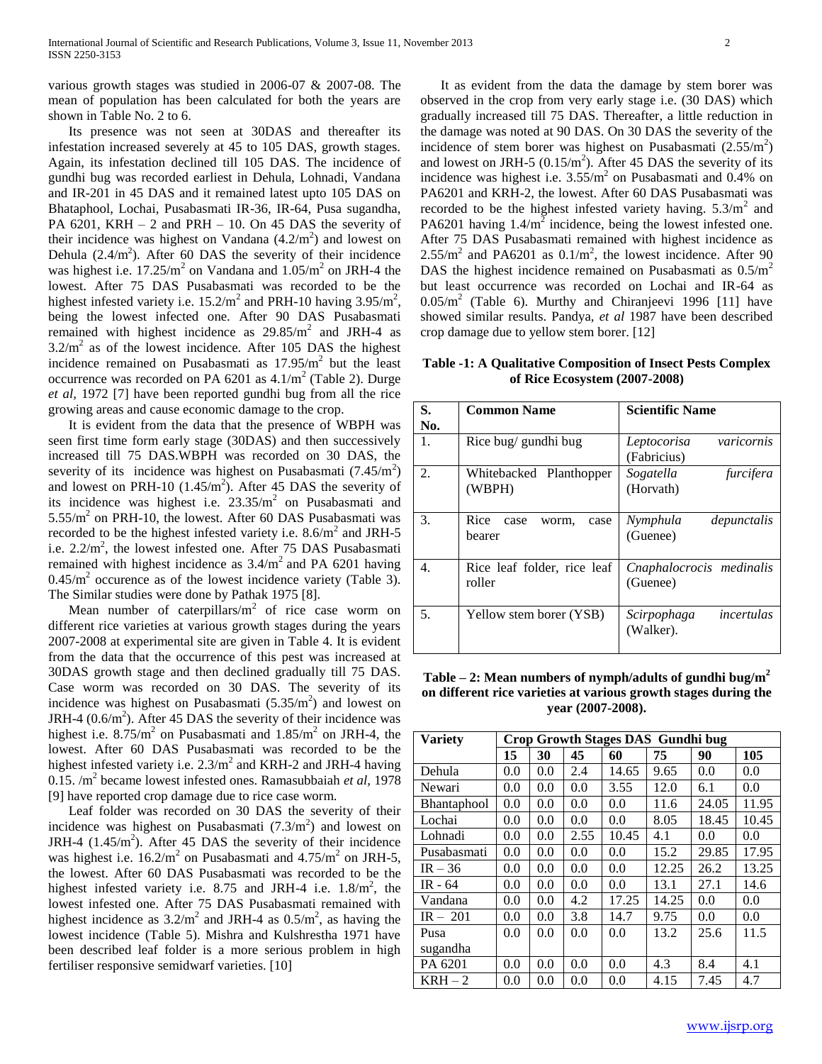various growth stages was studied in 2006-07 & 2007-08. The mean of population has been calculated for both the years are shown in Table No. 2 to 6.

Its presence was not seen at 30DAS and thereafter its infestation increased severely at 45 to 105 DAS, growth stages. Again, its infestation declined till 105 DAS. The incidence of gundhi bug was recorded earliest in Dehula, Lohnadi, Vandana and IR-201 in 45 DAS and it remained latest upto 105 DAS on Bhataphool, Lochai, Pusabasmati IR-36, IR-64, Pusa sugandha, PA 6201, KRH – 2 and PRH – 10. On 45 DAS the severity of their incidence was highest on Vandana ($4.2/m^2$) and lowest on Dehula ($2.4/m^2$). After 60 DAS the severity of their incidence was highest i.e. $17.25/m^2$ on Vandana and $1.05/m^2$ on JRH-4 the lowest. After 75 DAS Pusabasmati was recorded to be the highest infested variety i.e. $15.2/m^2$ and PRH-10 having $3.95/m^2$, being the lowest infected one. After 90 DAS Pusabasmati remained with highest incidence as $29.85/m^2$ and JRH-4 as $3.2/m^2$ as of the lowest incidence. After 105 DAS the highest incidence remained on Pusabasmati as $17.95/m^2$ but the least occurrence was recorded on PA 6201 as $4.1/m^2$ (Table 2). Durge *et al*, 1972 [7] have been reported gundhi bug from all the rice growing areas and cause economic damage to the crop.

It is evident from the data that the presence of WBPH was seen first time form early stage (30DAS) and then successively increased till 75 DAS.WBPH was recorded on 30 DAS, the severity of its incidence was highest on Pusabasmati ($7.45/m^2$) and lowest on PRH-10 ($1.45/m^2$). After 45 DAS the severity of its incidence was highest i.e. $23.35/m^2$ on Pusabasmati and $5.55/m^2$ on PRH-10, the lowest. After 60 DAS Pusabasmati was recorded to be the highest infested variety i.e. $8.6/m^2$ and JRH-5 i.e. $2.2/m^2$, the lowest infested one. After 75 DAS Pusabasmati remained with highest incidence as $3.4/m^2$ and PA 6201 having $0.45/m^2$ occurence as of the lowest incidence variety (Table 3). The Similar studies were done by Pathak 1975 [8].

Mean number of caterpillars/$m^2$ of rice case worm on different rice varieties at various growth stages during the years 2007-2008 at experimental site are given in Table 4. It is evident from the data that the occurrence of this pest was increased at 30DAS growth stage and then declined gradually till 75 DAS. Case worm was recorded on 30 DAS. The severity of its incidence was highest on Pusabasmati ($5.35/m^2$) and lowest on JRH-4 ($0.6/m^2$). After 45 DAS the severity of their incidence was highest i.e. $8.75/m^2$ on Pusabasmati and $1.85/m^2$ on JRH-4, the lowest. After 60 DAS Pusabasmati was recorded to be the highest infested variety i.e. $2.3/m^2$ and KRH-2 and JRH-4 having 0.15. $/m^2$ became lowest infested ones. Ramasubbaiah *et al*, 1978 [9] have reported crop damage due to rice case worm.

Leaf folder was recorded on 30 DAS the severity of their incidence was highest on Pusabasmati ($7.3/m^2$) and lowest on JRH-4 ($1.45/m^2$). After 45 DAS the severity of their incidence was highest i.e. $16.2/m^2$ on Pusabasmati and $4.75/m^2$ on JRH-5, the lowest. After 60 DAS Pusabasmati was recorded to be the highest infested variety i.e. 8.75 and JRH-4 i.e. $1.8/m^2$, the lowest infested one. After 75 DAS Pusabasmati remained with highest incidence as $3.2/m^2$ and JRH-4 as $0.5/m^2$, as having the lowest incidence (Table 5). Mishra and Kulshrestha 1971 have been described leaf folder is a more serious problem in high fertiliser responsive semidwarf varieties. [10]

It as evident from the data the damage by stem borer was observed in the crop from very early stage i.e. (30 DAS) which gradually increased till 75 DAS. Thereafter, a little reduction in the damage was noted at 90 DAS. On 30 DAS the severity of the incidence of stem borer was highest on Pusabasmati ($2.55/m^2$) and lowest on JRH-5 ($0.15/m^2$). After 45 DAS the severity of its incidence was highest i.e. $3.55/m^2$ on Pusabasmati and 0.4% on PA6201 and KRH-2, the lowest. After 60 DAS Pusabasmati was recorded to be the highest infested variety having. $5.3/m^2$ and PA6201 having $1.4/m^2$ incidence, being the lowest infested one. After 75 DAS Pusabasmati remained with highest incidence as $2.55/m^2$ and PA6201 as $0.1/m^2$, the lowest incidence. After 90 DAS the highest incidence remained on Pusabasmati as $0.5/m^2$ but least occurrence was recorded on Lochai and IR-64 as $0.05/m^2$ (Table 6). Murthy and Chiranjeevi 1996 [11] have showed similar results. Pandya, *et al* 1987 have been described crop damage due to yellow stem borer. [12]

**Table -1: A Qualitative Composition of Insect Pests Complex of Rice Ecosystem (2007-2008)**

| S. No. | Common Name | Scientific Name |
|---|---|---|
| 1. | Rice bug/ gundhi bug | *Leptocorisa varicornis* (Fabricius) |
| 2. | Whitebacked Planthopper (WBPH) | *Sogatella furcifera* (Horvath) |
| 3. | Rice case worm, case bearer | *Nymphula depunctalis* (Guenee) |
| 4. | Rice leaf folder, rice leaf roller | *Cnaphalocrocis medinalis* (Guenee) |
| 5. | Yellow stem borer (YSB) | *Scirpophaga incertulas* (Walker). |

**Table – 2: Mean numbers of nymph/adults of gundhi bug/$m^2$ on different rice varieties at various growth stages during the year (2007-2008).**

| Variety | Crop Growth Stages DAS Gundhi bug | | | | | | |
|---|---|---|---|---|---|---|---|
| | 15 | 30 | 45 | 60 | 75 | 90 | 105 |
| Dehula | 0.0 | 0.0 | 2.4 | 14.65 | 9.65 | 0.0 | 0.0 |
| Newari | 0.0 | 0.0 | 0.0 | 3.55 | 12.0 | 6.1 | 0.0 |
| Bhantaphool | 0.0 | 0.0 | 0.0 | 0.0 | 11.6 | 24.05 | 11.95 |
| Lochai | 0.0 | 0.0 | 0.0 | 0.0 | 8.05 | 18.45 | 10.45 |
| Lohnadi | 0.0 | 0.0 | 2.55 | 10.45 | 4.1 | 0.0 | 0.0 |
| Pusabasmati | 0.0 | 0.0 | 0.0 | 0.0 | 15.2 | 29.85 | 17.95 |
| IR – 36 | 0.0 | 0.0 | 0.0 | 0.0 | 12.25 | 26.2 | 13.25 |
| IR - 64 | 0.0 | 0.0 | 0.0 | 0.0 | 13.1 | 27.1 | 14.6 |
| Vandana | 0.0 | 0.0 | 4.2 | 17.25 | 14.25 | 0.0 | 0.0 |
| IR – 201 | 0.0 | 0.0 | 3.8 | 14.7 | 9.75 | 0.0 | 0.0 |
| Pusa sugandha | 0.0 | 0.0 | 0.0 | 0.0 | 13.2 | 25.6 | 11.5 |
| PA 6201 | 0.0 | 0.0 | 0.0 | 0.0 | 4.3 | 8.4 | 4.1 |
| KRH – 2 | 0.0 | 0.0 | 0.0 | 0.0 | 4.15 | 7.45 | 4.7 |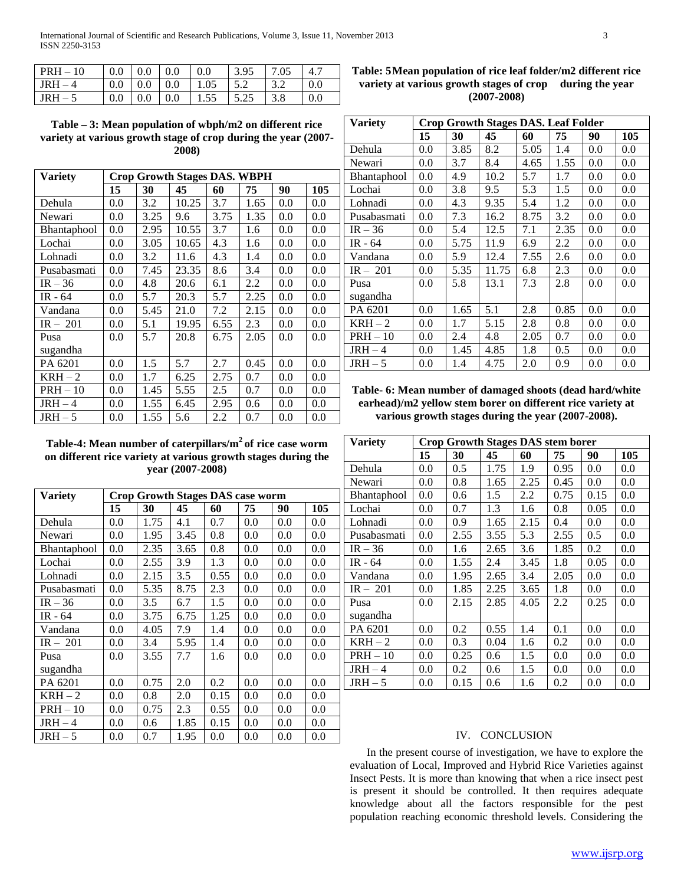| PRH – 10 | 0.0 | 0.0 | 0.0 | 0.0 | 3.95 | 7.05 | 4.7 |
|---|---|---|---|---|---|---|---|
| JRH – 4 | 0.0 | 0.0 | 0.0 | 1.05 | 5.2 | 3.2 | 0.0 |
| JRH – 5 | 0.0 | 0.0 | 0.0 | 1.55 | 5.25 | 3.8 | 0.0 |

**Table – 3: Mean population of wbph/m2 on different rice variety at various growth stage of crop during the year (2007-2008)**

| Variety | Crop Growth Stages DAS. WBPH | | | | | | |
|---|---|---|---|---|---|---|---|
| | 15 | 30 | 45 | 60 | 75 | 90 | 105 |
| Dehula | 0.0 | 3.2 | 10.25 | 3.7 | 1.65 | 0.0 | 0.0 |
| Newari | 0.0 | 3.25 | 9.6 | 3.75 | 1.35 | 0.0 | 0.0 |
| Bhantaphool | 0.0 | 2.95 | 10.55 | 3.7 | 1.6 | 0.0 | 0.0 |
| Lochai | 0.0 | 3.05 | 10.65 | 4.3 | 1.6 | 0.0 | 0.0 |
| Lohnadi | 0.0 | 3.2 | 11.6 | 4.3 | 1.4 | 0.0 | 0.0 |
| Pusabasmati | 0.0 | 7.45 | 23.35 | 8.6 | 3.4 | 0.0 | 0.0 |
| IR – 36 | 0.0 | 4.8 | 20.6 | 6.1 | 2.2 | 0.0 | 0.0 |
| IR - 64 | 0.0 | 5.7 | 20.3 | 5.7 | 2.25 | 0.0 | 0.0 |
| Vandana | 0.0 | 5.45 | 21.0 | 7.2 | 2.15 | 0.0 | 0.0 |
| IR – 201 | 0.0 | 5.1 | 19.95 | 6.55 | 2.3 | 0.0 | 0.0 |
| Pusa sugandha | 0.0 | 5.7 | 20.8 | 6.75 | 2.05 | 0.0 | 0.0 |
| PA 6201 | 0.0 | 1.5 | 5.7 | 2.7 | 0.45 | 0.0 | 0.0 |
| KRH – 2 | 0.0 | 1.7 | 6.25 | 2.75 | 0.7 | 0.0 | 0.0 |
| PRH – 10 | 0.0 | 1.45 | 5.55 | 2.5 | 0.7 | 0.0 | 0.0 |
| JRH – 4 | 0.0 | 1.55 | 6.45 | 2.95 | 0.6 | 0.0 | 0.0 |
| JRH – 5 | 0.0 | 1.55 | 5.6 | 2.2 | 0.7 | 0.0 | 0.0 |

**Table-4: Mean number of caterpillars/m$^2$ of rice case worm on different rice variety at various growth stages during the year (2007-2008)**

| Variety | Crop Growth Stages DAS case worm | | | | | | |
|---|---|---|---|---|---|---|---|
| | 15 | 30 | 45 | 60 | 75 | 90 | 105 |
| Dehula | 0.0 | 1.75 | 4.1 | 0.7 | 0.0 | 0.0 | 0.0 |
| Newari | 0.0 | 1.95 | 3.45 | 0.8 | 0.0 | 0.0 | 0.0 |
| Bhantaphool | 0.0 | 2.35 | 3.65 | 0.8 | 0.0 | 0.0 | 0.0 |
| Lochai | 0.0 | 2.55 | 3.9 | 1.3 | 0.0 | 0.0 | 0.0 |
| Lohnadi | 0.0 | 2.15 | 3.5 | 0.55 | 0.0 | 0.0 | 0.0 |
| Pusabasmati | 0.0 | 5.35 | 8.75 | 2.3 | 0.0 | 0.0 | 0.0 |
| IR – 36 | 0.0 | 3.5 | 6.7 | 1.5 | 0.0 | 0.0 | 0.0 |
| IR - 64 | 0.0 | 3.75 | 6.75 | 1.25 | 0.0 | 0.0 | 0.0 |
| Vandana | 0.0 | 4.05 | 7.9 | 1.4 | 0.0 | 0.0 | 0.0 |
| IR – 201 | 0.0 | 3.4 | 5.95 | 1.4 | 0.0 | 0.0 | 0.0 |
| Pusa sugandha | 0.0 | 3.55 | 7.7 | 1.6 | 0.0 | 0.0 | 0.0 |
| PA 6201 | 0.0 | 0.75 | 2.0 | 0.2 | 0.0 | 0.0 | 0.0 |
| KRH – 2 | 0.0 | 0.8 | 2.0 | 0.15 | 0.0 | 0.0 | 0.0 |
| PRH – 10 | 0.0 | 0.75 | 2.3 | 0.55 | 0.0 | 0.0 | 0.0 |
| JRH – 4 | 0.0 | 0.6 | 1.85 | 0.15 | 0.0 | 0.0 | 0.0 |
| JRH – 5 | 0.0 | 0.7 | 1.95 | 0.0 | 0.0 | 0.0 | 0.0 |

**Table: 5 Mean population of rice leaf folder/m2 different rice variety at various growth stages of crop during the year (2007-2008)**

| Variety | Crop Growth Stages DAS. Leaf Folder | | | | | | |
|---|---|---|---|---|---|---|---|
| | 15 | 30 | 45 | 60 | 75 | 90 | 105 |
| Dehula | 0.0 | 3.85 | 8.2 | 5.05 | 1.4 | 0.0 | 0.0 |
| Newari | 0.0 | 3.7 | 8.4 | 4.65 | 1.55 | 0.0 | 0.0 |
| Bhantaphool | 0.0 | 4.9 | 10.2 | 5.7 | 1.7 | 0.0 | 0.0 |
| Lochai | 0.0 | 3.8 | 9.5 | 5.3 | 1.5 | 0.0 | 0.0 |
| Lohnadi | 0.0 | 4.3 | 9.35 | 5.4 | 1.2 | 0.0 | 0.0 |
| Pusabasmati | 0.0 | 7.3 | 16.2 | 8.75 | 3.2 | 0.0 | 0.0 |
| IR – 36 | 0.0 | 5.4 | 12.5 | 7.1 | 2.35 | 0.0 | 0.0 |
| IR - 64 | 0.0 | 5.75 | 11.9 | 6.9 | 2.2 | 0.0 | 0.0 |
| Vandana | 0.0 | 5.9 | 12.4 | 7.55 | 2.6 | 0.0 | 0.0 |
| IR – 201 | 0.0 | 5.35 | 11.75 | 6.8 | 2.3 | 0.0 | 0.0 |
| Pusa sugandha | 0.0 | 5.8 | 13.1 | 7.3 | 2.8 | 0.0 | 0.0 |
| PA 6201 | 0.0 | 1.65 | 5.1 | 2.8 | 0.85 | 0.0 | 0.0 |
| KRH – 2 | 0.0 | 1.7 | 5.15 | 2.8 | 0.8 | 0.0 | 0.0 |
| PRH – 10 | 0.0 | 2.4 | 4.8 | 2.05 | 0.7 | 0.0 | 0.0 |
| JRH – 4 | 0.0 | 1.45 | 4.85 | 1.8 | 0.5 | 0.0 | 0.0 |
| JRH – 5 | 0.0 | 1.4 | 4.75 | 2.0 | 0.9 | 0.0 | 0.0 |

**Table- 6: Mean number of damaged shoots (dead hard/white earhead)/m2 yellow stem borer on different rice variety at various growth stages during the year (2007-2008).**

| Variety | Crop Growth Stages DAS stem borer | | | | | | |
|---|---|---|---|---|---|---|---|
| | 15 | 30 | 45 | 60 | 75 | 90 | 105 |
| Dehula | 0.0 | 0.5 | 1.75 | 1.9 | 0.95 | 0.0 | 0.0 |
| Newari | 0.0 | 0.8 | 1.65 | 2.25 | 0.45 | 0.0 | 0.0 |
| Bhantaphool | 0.0 | 0.6 | 1.5 | 2.2 | 0.75 | 0.15 | 0.0 |
| Lochai | 0.0 | 0.7 | 1.3 | 1.6 | 0.8 | 0.05 | 0.0 |
| Lohnadi | 0.0 | 0.9 | 1.65 | 2.15 | 0.4 | 0.0 | 0.0 |
| Pusabasmati | 0.0 | 2.55 | 3.55 | 5.3 | 2.55 | 0.5 | 0.0 |
| IR – 36 | 0.0 | 1.6 | 2.65 | 3.6 | 1.85 | 0.2 | 0.0 |
| IR - 64 | 0.0 | 1.55 | 2.4 | 3.45 | 1.8 | 0.05 | 0.0 |
| Vandana | 0.0 | 1.95 | 2.65 | 3.4 | 2.05 | 0.0 | 0.0 |
| IR – 201 | 0.0 | 1.85 | 2.25 | 3.65 | 1.8 | 0.0 | 0.0 |
| Pusa sugandha | 0.0 | 2.15 | 2.85 | 4.05 | 2.2 | 0.25 | 0.0 |
| PA 6201 | 0.0 | 0.2 | 0.55 | 1.4 | 0.1 | 0.0 | 0.0 |
| KRH – 2 | 0.0 | 0.3 | 0.04 | 1.6 | 0.2 | 0.0 | 0.0 |
| PRH – 10 | 0.0 | 0.25 | 0.6 | 1.5 | 0.0 | 0.0 | 0.0 |
| JRH – 4 | 0.0 | 0.2 | 0.6 | 1.5 | 0.0 | 0.0 | 0.0 |
| JRH – 5 | 0.0 | 0.15 | 0.6 | 1.6 | 0.2 | 0.0 | 0.0 |

## IV. CONCLUSION

In the present course of investigation, we have to explore the evaluation of Local, Improved and Hybrid Rice Varieties against Insect Pests. It is more than knowing that when a rice insect pest is present it should be controlled. It then requires adequate knowledge about all the factors responsible for the pest population reaching economic threshold levels. Considering the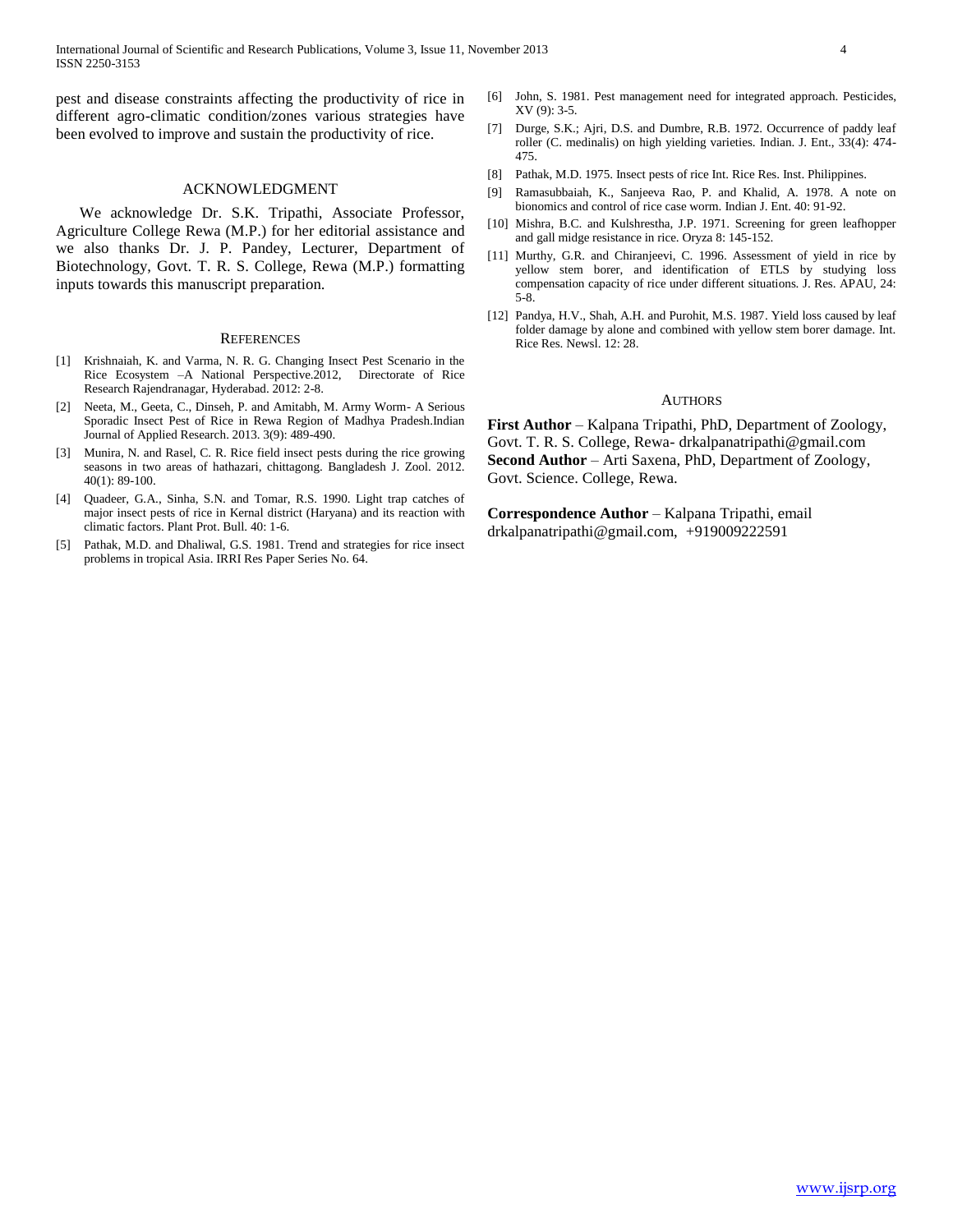pest and disease constraints affecting the productivity of rice in different agro-climatic condition/zones various strategies have been evolved to improve and sustain the productivity of rice.

## ACKNOWLEDGMENT

We acknowledge Dr. S.K. Tripathi, Associate Professor, Agriculture College Rewa (M.P.) for her editorial assistance and we also thanks Dr. J. P. Pandey, Lecturer, Department of Biotechnology, Govt. T. R. S. College, Rewa (M.P.) formatting inputs towards this manuscript preparation.

## REFERENCES

[1] Krishnaiah, K. and Varma, N. R. G. Changing Insect Pest Scenario in the Rice Ecosystem –A National Perspective.2012, Directorate of Rice Research Rajendranagar, Hyderabad. 2012: 2-8.

[2] Neeta, M., Geeta, C., Dinseh, P. and Amitabh, M. Army Worm- A Serious Sporadic Insect Pest of Rice in Rewa Region of Madhya Pradesh.Indian Journal of Applied Research. 2013. 3(9): 489-490.

[3] Munira, N. and Rasel, C. R. Rice field insect pests during the rice growing seasons in two areas of hathazari, chittagong. Bangladesh J. Zool. 2012. 40(1): 89-100.

[4] Quadeer, G.A., Sinha, S.N. and Tomar, R.S. 1990. Light trap catches of major insect pests of rice in Kernal district (Haryana) and its reaction with climatic factors. Plant Prot. Bull. 40: 1-6.

[5] Pathak, M.D. and Dhaliwal, G.S. 1981. Trend and strategies for rice insect problems in tropical Asia. IRRI Res Paper Series No. 64.

[6] John, S. 1981. Pest management need for integrated approach. Pesticides, XV (9): 3-5.

[7] Durge, S.K.; Ajri, D.S. and Dumbre, R.B. 1972. Occurrence of paddy leaf roller (C. medinalis) on high yielding varieties. Indian. J. Ent., 33(4): 474-475.

[8] Pathak, M.D. 1975. Insect pests of rice Int. Rice Res. Inst. Philippines.

[9] Ramasubbaiah, K., Sanjeeva Rao, P. and Khalid, A. 1978. A note on bionomics and control of rice case worm. Indian J. Ent. 40: 91-92.

[10] Mishra, B.C. and Kulshrestha, J.P. 1971. Screening for green leafhopper and gall midge resistance in rice. Oryza 8: 145-152.

[11] Murthy, G.R. and Chiranjeevi, C. 1996. Assessment of yield in rice by yellow stem borer, and identification of ETLS by studying loss compensation capacity of rice under different situations. J. Res. APAU, 24: 5-8.

[12] Pandya, H.V., Shah, A.H. and Purohit, M.S. 1987. Yield loss caused by leaf folder damage by alone and combined with yellow stem borer damage. Int. Rice Res. Newsl. 12: 28.

## AUTHORS

**First Author** – Kalpana Tripathi, PhD, Department of Zoology, Govt. T. R. S. College, Rewa- drkalpanatripathi@gmail.com
**Second Author** – Arti Saxena, PhD, Department of Zoology, Govt. Science. College, Rewa.

**Correspondence Author** – Kalpana Tripathi, email drkalpanatripathi@gmail.com, +919009222591